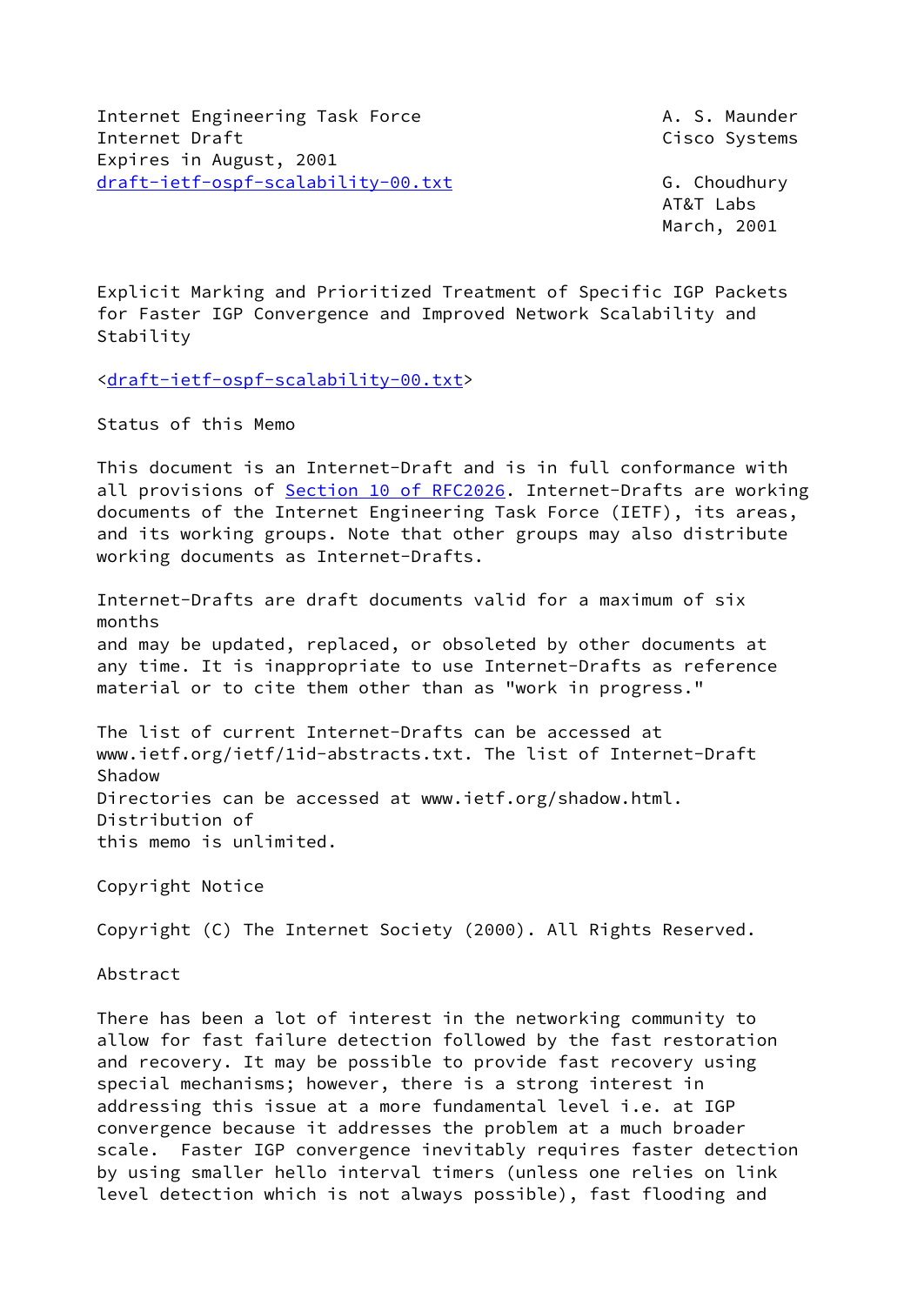Internet Engineering Task Force                              A. S. Maunder
Internet Draft                                               Cisco Systems
Expires in August, 2001
draft-ietf-ospf-scalability-00.txt                           G. Choudhury
                                                             AT&T Labs
                                                             March, 2001

# Explicit Marking and Prioritized Treatment of Specific IGP Packets for Faster IGP Convergence and Improved Network Scalability and Stability

<draft-ietf-ospf-scalability-00.txt>

## Status of this Memo

This document is an Internet-Draft and is in full conformance with all provisions of Section 10 of RFC2026. Internet-Drafts are working documents of the Internet Engineering Task Force (IETF), its areas, and its working groups. Note that other groups may also distribute working documents as Internet-Drafts.

Internet-Drafts are draft documents valid for a maximum of six months
and may be updated, replaced, or obsoleted by other documents at any time. It is inappropriate to use Internet-Drafts as reference material or to cite them other than as "work in progress."

The list of current Internet-Drafts can be accessed at www.ietf.org/ietf/1id-abstracts.txt. The list of Internet-Draft Shadow
Directories can be accessed at www.ietf.org/shadow.html. Distribution of
this memo is unlimited.

## Copyright Notice

Copyright (C) The Internet Society (2000). All Rights Reserved.

## Abstract

There has been a lot of interest in the networking community to allow for fast failure detection followed by the fast restoration and recovery. It may be possible to provide fast recovery using special mechanisms; however, there is a strong interest in addressing this issue at a more fundamental level i.e. at IGP convergence because it addresses the problem at a much broader scale.  Faster IGP convergence inevitably requires faster detection by using smaller hello interval timers (unless one relies on link level detection which is not always possible), fast flooding and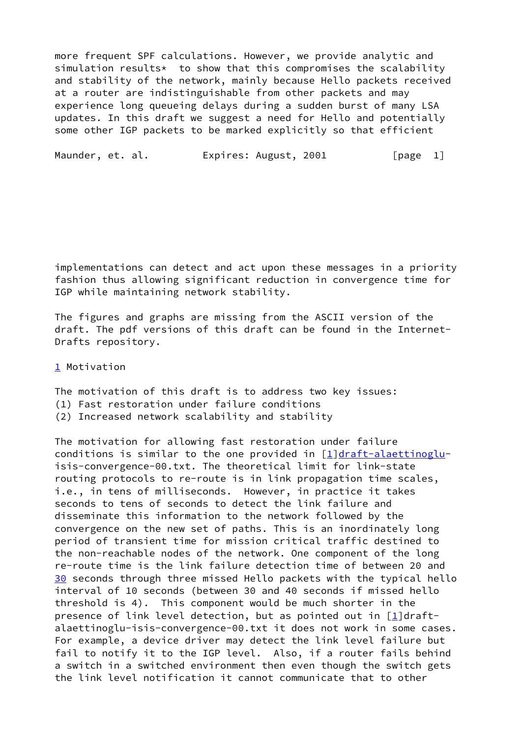more frequent SPF calculations. However, we provide analytic and simulation results* to show that this compromises the scalability and stability of the network, mainly because Hello packets received at a router are indistinguishable from other packets and may experience long queueing delays during a sudden burst of many LSA updates. In this draft we suggest a need for Hello and potentially some other IGP packets to be marked explicitly so that efficient implementations can detect and act upon these messages in a priority fashion thus allowing significant reduction in convergence time for IGP while maintaining network stability.

The figures and graphs are missing from the ASCII version of the draft. The pdf versions of this draft can be found in the Internet-Drafts repository.

## 1 Motivation

The motivation of this draft is to address two key issues:
(1) Fast restoration under failure conditions
(2) Increased network scalability and stability

The motivation for allowing fast restoration under failure conditions is similar to the one provided in [1]draft-alaettinoglu-isis-convergence-00.txt. The theoretical limit for link-state routing protocols to re-route is in link propagation time scales, i.e., in tens of milliseconds. However, in practice it takes seconds to tens of seconds to detect the link failure and disseminate this information to the network followed by the convergence on the new set of paths. This is an inordinately long period of transient time for mission critical traffic destined to the non-reachable nodes of the network. One component of the long re-route time is the link failure detection time of between 20 and 30 seconds through three missed Hello packets with the typical hello interval of 10 seconds (between 30 and 40 seconds if missed hello threshold is 4). This component would be much shorter in the presence of link level detection, but as pointed out in [1]draft-alaettinoglu-isis-convergence-00.txt it does not work in some cases. For example, a device driver may detect the link level failure but fail to notify it to the IGP level. Also, if a router fails behind a switch in a switched environment then even though the switch gets the link level notification it cannot communicate that to other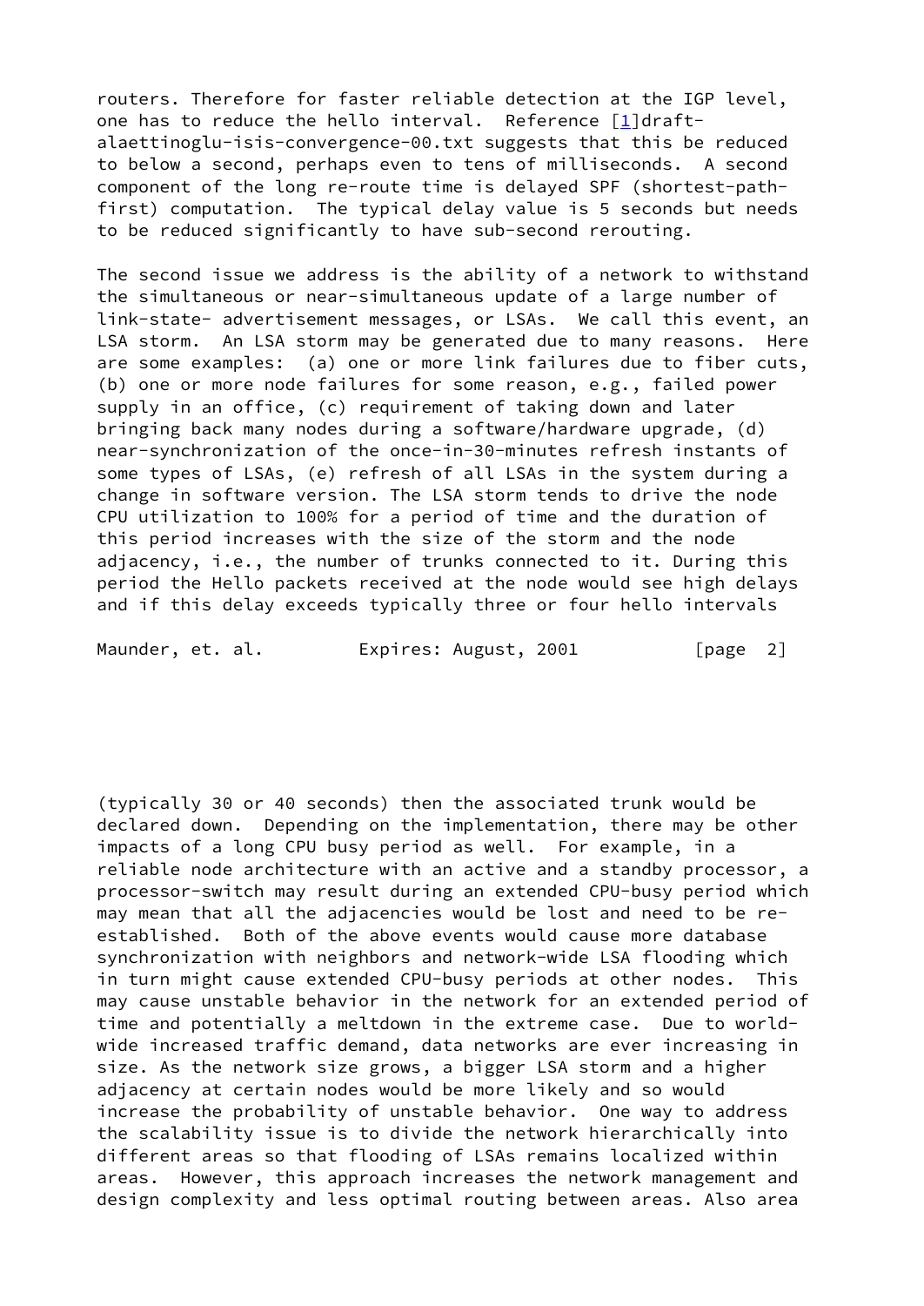routers. Therefore for faster reliable detection at the IGP level, one has to reduce the hello interval. Reference [1]draft-alaettinoglu-isis-convergence-00.txt suggests that this be reduced to below a second, perhaps even to tens of milliseconds. A second component of the long re-route time is delayed SPF (shortest-path-first) computation. The typical delay value is 5 seconds but needs to be reduced significantly to have sub-second rerouting.

The second issue we address is the ability of a network to withstand the simultaneous or near-simultaneous update of a large number of link-state- advertisement messages, or LSAs. We call this event, an LSA storm. An LSA storm may be generated due to many reasons. Here are some examples: (a) one or more link failures due to fiber cuts, (b) one or more node failures for some reason, e.g., failed power supply in an office, (c) requirement of taking down and later bringing back many nodes during a software/hardware upgrade, (d) near-synchronization of the once-in-30-minutes refresh instants of some types of LSAs, (e) refresh of all LSAs in the system during a change in software version. The LSA storm tends to drive the node CPU utilization to 100% for a period of time and the duration of this period increases with the size of the storm and the node adjacency, i.e., the number of trunks connected to it. During this period the Hello packets received at the node would see high delays and if this delay exceeds typically three or four hello intervals (typically 30 or 40 seconds) then the associated trunk would be declared down. Depending on the implementation, there may be other impacts of a long CPU busy period as well. For example, in a reliable node architecture with an active and a standby processor, a processor-switch may result during an extended CPU-busy period which may mean that all the adjacencies would be lost and need to be re-established. Both of the above events would cause more database synchronization with neighbors and network-wide LSA flooding which in turn might cause extended CPU-busy periods at other nodes. This may cause unstable behavior in the network for an extended period of time and potentially a meltdown in the extreme case. Due to world-wide increased traffic demand, data networks are ever increasing in size. As the network size grows, a bigger LSA storm and a higher adjacency at certain nodes would be more likely and so would increase the probability of unstable behavior. One way to address the scalability issue is to divide the network hierarchically into different areas so that flooding of LSAs remains localized within areas. However, this approach increases the network management and design complexity and less optimal routing between areas. Also area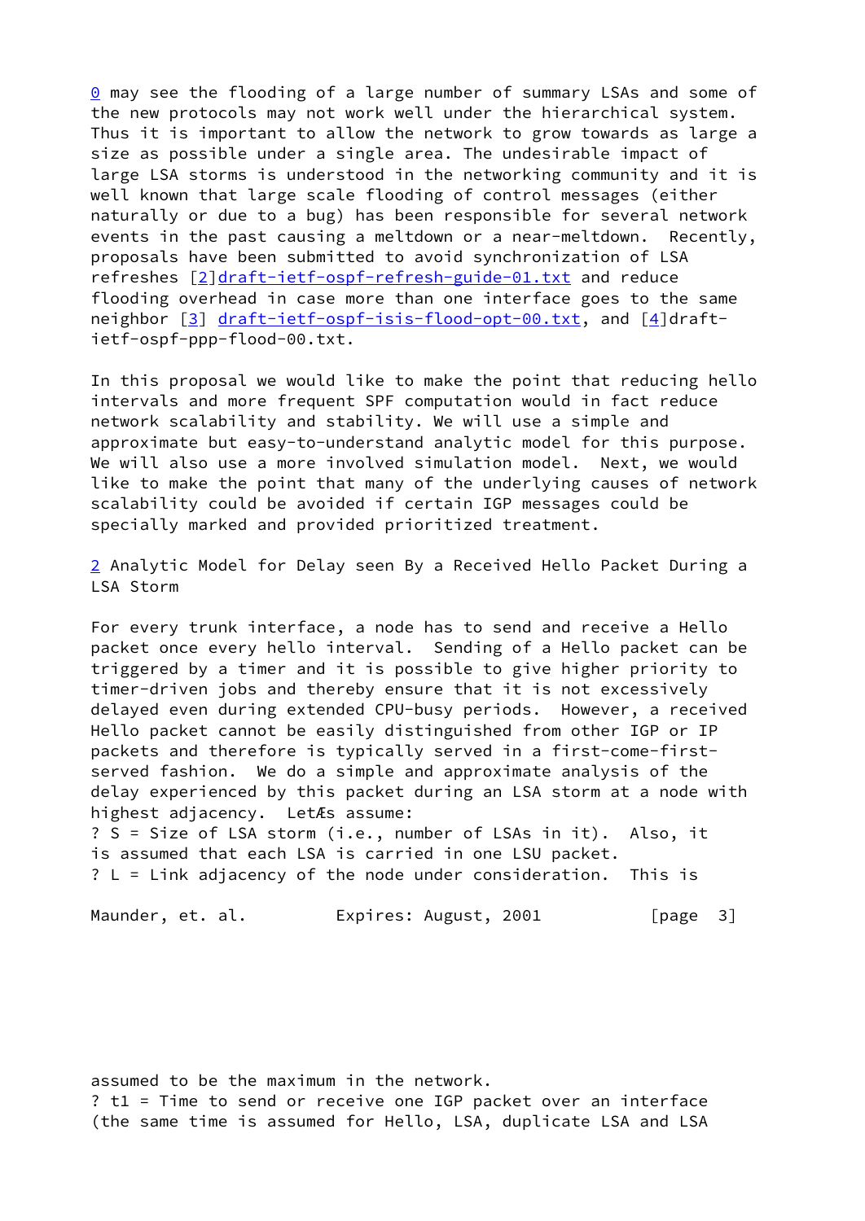0 may see the flooding of a large number of summary LSAs and some of the new protocols may not work well under the hierarchical system. Thus it is important to allow the network to grow towards as large a size as possible under a single area. The undesirable impact of large LSA storms is understood in the networking community and it is well known that large scale flooding of control messages (either naturally or due to a bug) has been responsible for several network events in the past causing a meltdown or a near-meltdown. Recently, proposals have been submitted to avoid synchronization of LSA refreshes [2]draft-ietf-ospf-refresh-guide-01.txt and reduce flooding overhead in case more than one interface goes to the same neighbor [3] draft-ietf-ospf-isis-flood-opt-00.txt, and [4]draft-ietf-ospf-ppp-flood-00.txt.

In this proposal we would like to make the point that reducing hello intervals and more frequent SPF computation would in fact reduce network scalability and stability. We will use a simple and approximate but easy-to-understand analytic model for this purpose. We will also use a more involved simulation model. Next, we would like to make the point that many of the underlying causes of network scalability could be avoided if certain IGP messages could be specially marked and provided prioritized treatment.

## 2 Analytic Model for Delay seen By a Received Hello Packet During a LSA Storm

For every trunk interface, a node has to send and receive a Hello packet once every hello interval. Sending of a Hello packet can be triggered by a timer and it is possible to give higher priority to timer-driven jobs and thereby ensure that it is not excessively delayed even during extended CPU-busy periods. However, a received Hello packet cannot be easily distinguished from other IGP or IP packets and therefore is typically served in a first-come-first-served fashion. We do a simple and approximate analysis of the delay experienced by this packet during an LSA storm at a node with highest adjacency. LetÆs assume:

? S = Size of LSA storm (i.e., number of LSAs in it). Also, it is assumed that each LSA is carried in one LSU packet.

? L = Link adjacency of the node under consideration. This is assumed to be the maximum in the network.

? t1 = Time to send or receive one IGP packet over an interface (the same time is assumed for Hello, LSA, duplicate LSA and LSA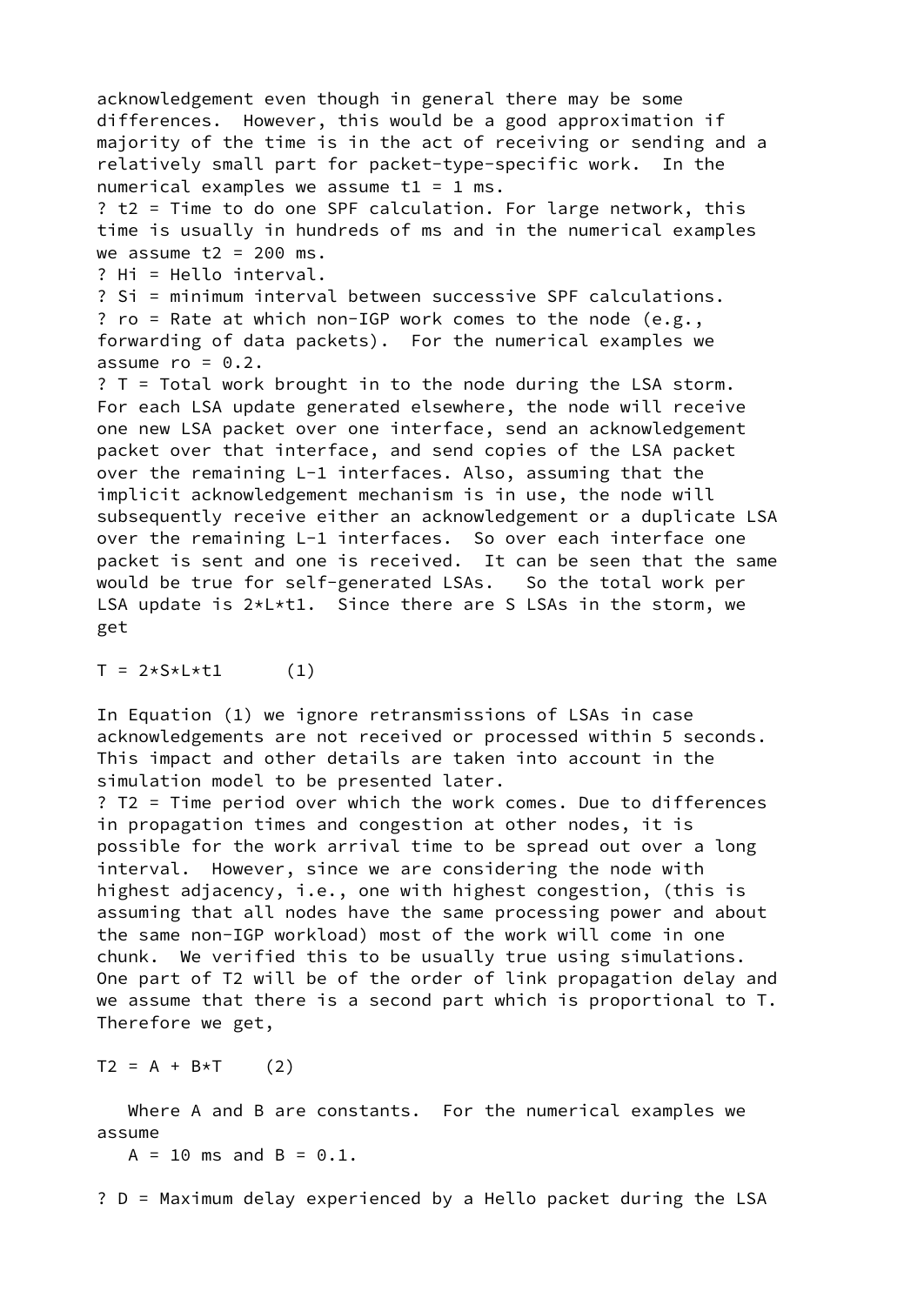acknowledgement even though in general there may be some differences. However, this would be a good approximation if majority of the time is in the act of receiving or sending and a relatively small part for packet-type-specific work. In the numerical examples we assume $t1 = 1$ ms.

- $t2$ = Time to do one SPF calculation. For large network, this time is usually in hundreds of ms and in the numerical examples we assume $t2 = 200$ ms.
- $Hi$ = Hello interval.
- $Si$ = minimum interval between successive SPF calculations.
- $ro$ = Rate at which non-IGP work comes to the node (e.g., forwarding of data packets). For the numerical examples we assume $ro = 0.2$.
- $T$ = Total work brought in to the node during the LSA storm. For each LSA update generated elsewhere, the node will receive one new LSA packet over one interface, send an acknowledgement packet over that interface, and send copies of the LSA packet over the remaining L-1 interfaces. Also, assuming that the implicit acknowledgement mechanism is in use, the node will subsequently receive either an acknowledgement or a duplicate LSA over the remaining L-1 interfaces. So over each interface one packet is sent and one is received. It can be seen that the same would be true for self-generated LSAs. So the total work per LSA update is $2*L*t1$. Since there are S LSAs in the storm, we get

$$T = 2*S*L*t1 \qquad (1)$$

In Equation (1) we ignore retransmissions of LSAs in case acknowledgements are not received or processed within 5 seconds. This impact and other details are taken into account in the simulation model to be presented later.

- $T2$ = Time period over which the work comes. Due to differences in propagation times and congestion at other nodes, it is possible for the work arrival time to be spread out over a long interval. However, since we are considering the node with highest adjacency, i.e., one with highest congestion, (this is assuming that all nodes have the same processing power and about the same non-IGP workload) most of the work will come in one chunk. We verified this to be usually true using simulations. One part of T2 will be of the order of link propagation delay and we assume that there is a second part which is proportional to T. Therefore we get,

$$T2 = A + B*T \qquad (2)$$

Where A and B are constants. For the numerical examples we assume $A = 10$ ms and $B = 0.1$.

- $D$ = Maximum delay experienced by a Hello packet during the LSA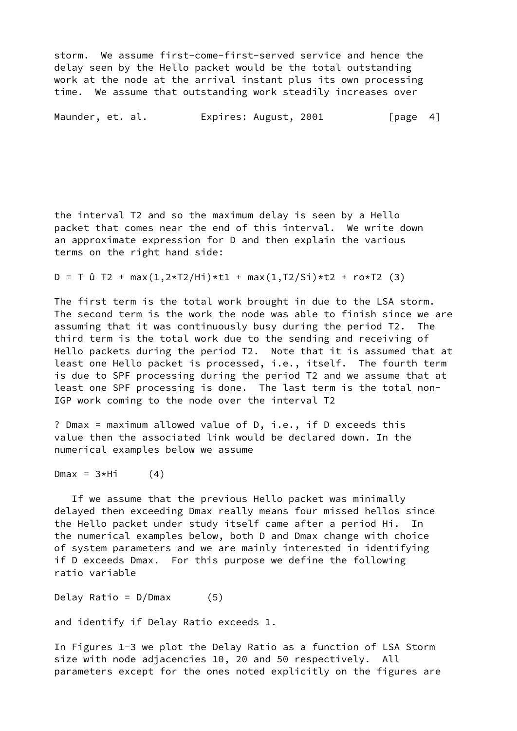storm. We assume first-come-first-served service and hence the delay seen by the Hello packet would be the total outstanding work at the node at the arrival instant plus its own processing time. We assume that outstanding work steadily increases over the interval T2 and so the maximum delay is seen by a Hello packet that comes near the end of this interval. We write down an approximate expression for D and then explain the various terms on the right hand side:

$$D = T - T2 + \max(1, 2*T2/Hi)*t1 + \max(1, T2/Si)*t2 + ro*T2 \quad (3)$$

The first term is the total work brought in due to the LSA storm. The second term is the work the node was able to finish since we are assuming that it was continuously busy during the period T2. The third term is the total work due to the sending and receiving of Hello packets during the period T2. Note that it is assumed that at least one Hello packet is processed, i.e., itself. The fourth term is due to SPF processing during the period T2 and we assume that at least one SPF processing is done. The last term is the total non-IGP work coming to the node over the interval T2

? Dmax = maximum allowed value of D, i.e., if D exceeds this value then the associated link would be declared down. In the numerical examples below we assume

$$Dmax = 3*Hi \quad (4)$$

If we assume that the previous Hello packet was minimally delayed then exceeding Dmax really means four missed hellos since the Hello packet under study itself came after a period Hi. In the numerical examples below, both D and Dmax change with choice of system parameters and we are mainly interested in identifying if D exceeds Dmax. For this purpose we define the following ratio variable

$$\text{Delay Ratio} = D/Dmax \quad (5)$$

and identify if Delay Ratio exceeds 1.

In Figures 1-3 we plot the Delay Ratio as a function of LSA Storm size with node adjacencies 10, 20 and 50 respectively. All parameters except for the ones noted explicitly on the figures are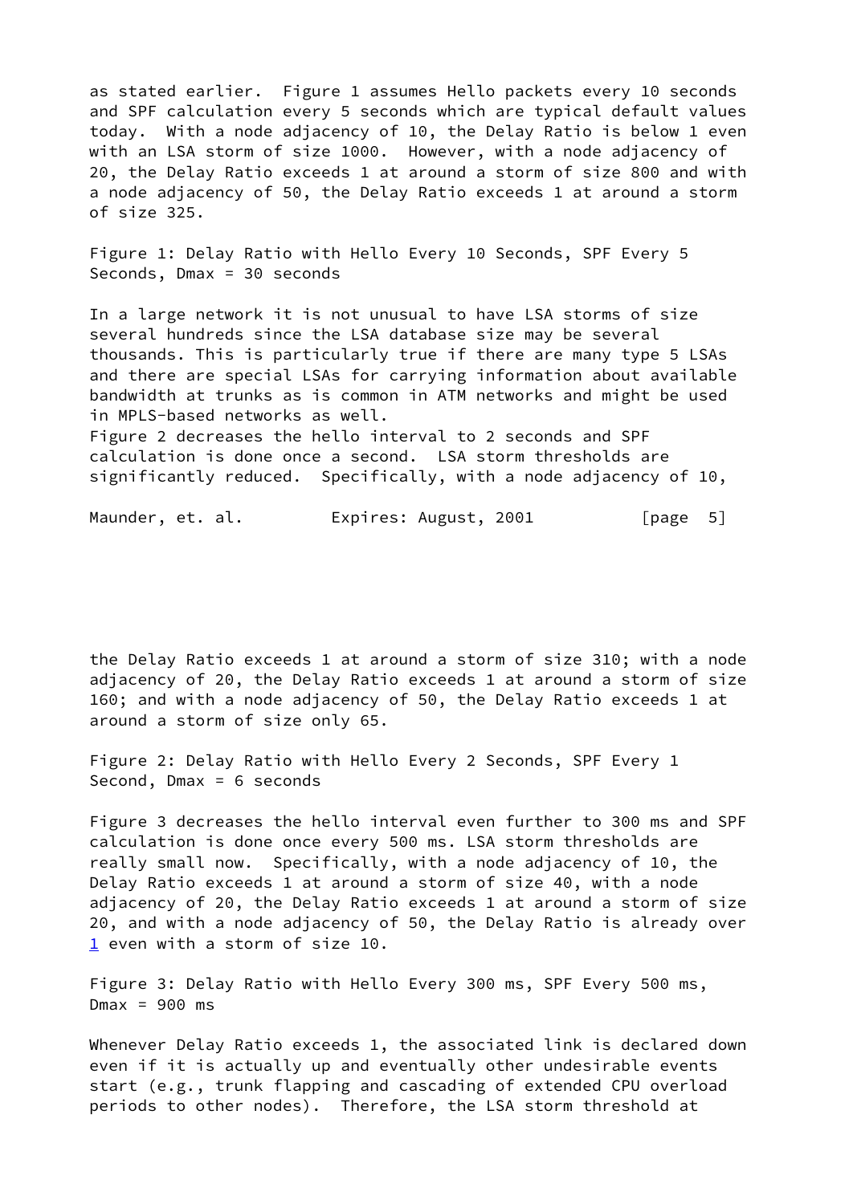as stated earlier. Figure 1 assumes Hello packets every 10 seconds and SPF calculation every 5 seconds which are typical default values today. With a node adjacency of 10, the Delay Ratio is below 1 even with an LSA storm of size 1000. However, with a node adjacency of 20, the Delay Ratio exceeds 1 at around a storm of size 800 and with a node adjacency of 50, the Delay Ratio exceeds 1 at around a storm of size 325.

Figure 1: Delay Ratio with Hello Every 10 Seconds, SPF Every 5 Seconds, Dmax = 30 seconds

In a large network it is not unusual to have LSA storms of size several hundreds since the LSA database size may be several thousands. This is particularly true if there are many type 5 LSAs and there are special LSAs for carrying information about available bandwidth at trunks as is common in ATM networks and might be used in MPLS-based networks as well.
Figure 2 decreases the hello interval to 2 seconds and SPF calculation is done once a second. LSA storm thresholds are significantly reduced. Specifically, with a node adjacency of 10, the Delay Ratio exceeds 1 at around a storm of size 310; with a node adjacency of 20, the Delay Ratio exceeds 1 at around a storm of size 160; and with a node adjacency of 50, the Delay Ratio exceeds 1 at around a storm of size only 65.

Figure 2: Delay Ratio with Hello Every 2 Seconds, SPF Every 1 Second, Dmax = 6 seconds

Figure 3 decreases the hello interval even further to 300 ms and SPF calculation is done once every 500 ms. LSA storm thresholds are really small now. Specifically, with a node adjacency of 10, the Delay Ratio exceeds 1 at around a storm of size 40, with a node adjacency of 20, the Delay Ratio exceeds 1 at around a storm of size 20, and with a node adjacency of 50, the Delay Ratio is already over 1 even with a storm of size 10.

Figure 3: Delay Ratio with Hello Every 300 ms, SPF Every 500 ms, Dmax = 900 ms

Whenever Delay Ratio exceeds 1, the associated link is declared down even if it is actually up and eventually other undesirable events start (e.g., trunk flapping and cascading of extended CPU overload periods to other nodes). Therefore, the LSA storm threshold at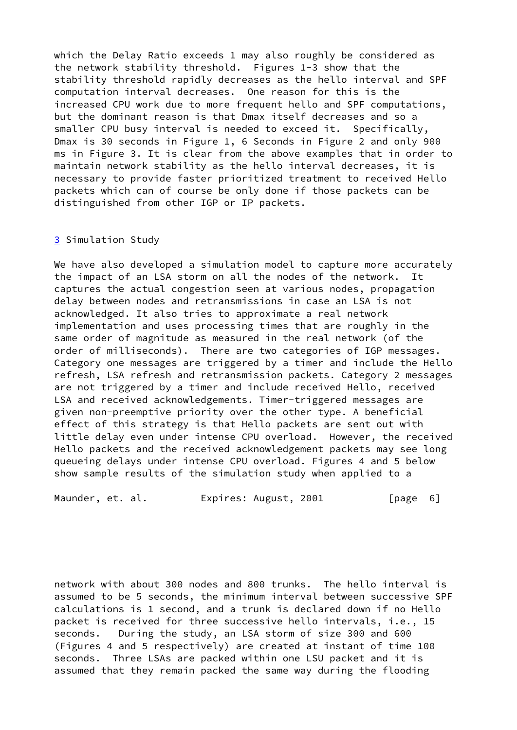which the Delay Ratio exceeds 1 may also roughly be considered as the network stability threshold. Figures 1-3 show that the stability threshold rapidly decreases as the hello interval and SPF computation interval decreases. One reason for this is the increased CPU work due to more frequent hello and SPF computations, but the dominant reason is that Dmax itself decreases and so a smaller CPU busy interval is needed to exceed it. Specifically, Dmax is 30 seconds in Figure 1, 6 Seconds in Figure 2 and only 900 ms in Figure 3. It is clear from the above examples that in order to maintain network stability as the hello interval decreases, it is necessary to provide faster prioritized treatment to received Hello packets which can of course be only done if those packets can be distinguished from other IGP or IP packets.

## 3 Simulation Study

We have also developed a simulation model to capture more accurately the impact of an LSA storm on all the nodes of the network. It captures the actual congestion seen at various nodes, propagation delay between nodes and retransmissions in case an LSA is not acknowledged. It also tries to approximate a real network implementation and uses processing times that are roughly in the same order of magnitude as measured in the real network (of the order of milliseconds). There are two categories of IGP messages. Category one messages are triggered by a timer and include the Hello refresh, LSA refresh and retransmission packets. Category 2 messages are not triggered by a timer and include received Hello, received LSA and received acknowledgements. Timer-triggered messages are given non-preemptive priority over the other type. A beneficial effect of this strategy is that Hello packets are sent out with little delay even under intense CPU overload. However, the received Hello packets and the received acknowledgement packets may see long queueing delays under intense CPU overload. Figures 4 and 5 below show sample results of the simulation study when applied to a network with about 300 nodes and 800 trunks. The hello interval is assumed to be 5 seconds, the minimum interval between successive SPF calculations is 1 second, and a trunk is declared down if no Hello packet is received for three successive hello intervals, i.e., 15 seconds. During the study, an LSA storm of size 300 and 600 (Figures 4 and 5 respectively) are created at instant of time 100 seconds. Three LSAs are packed within one LSU packet and it is assumed that they remain packed the same way during the flooding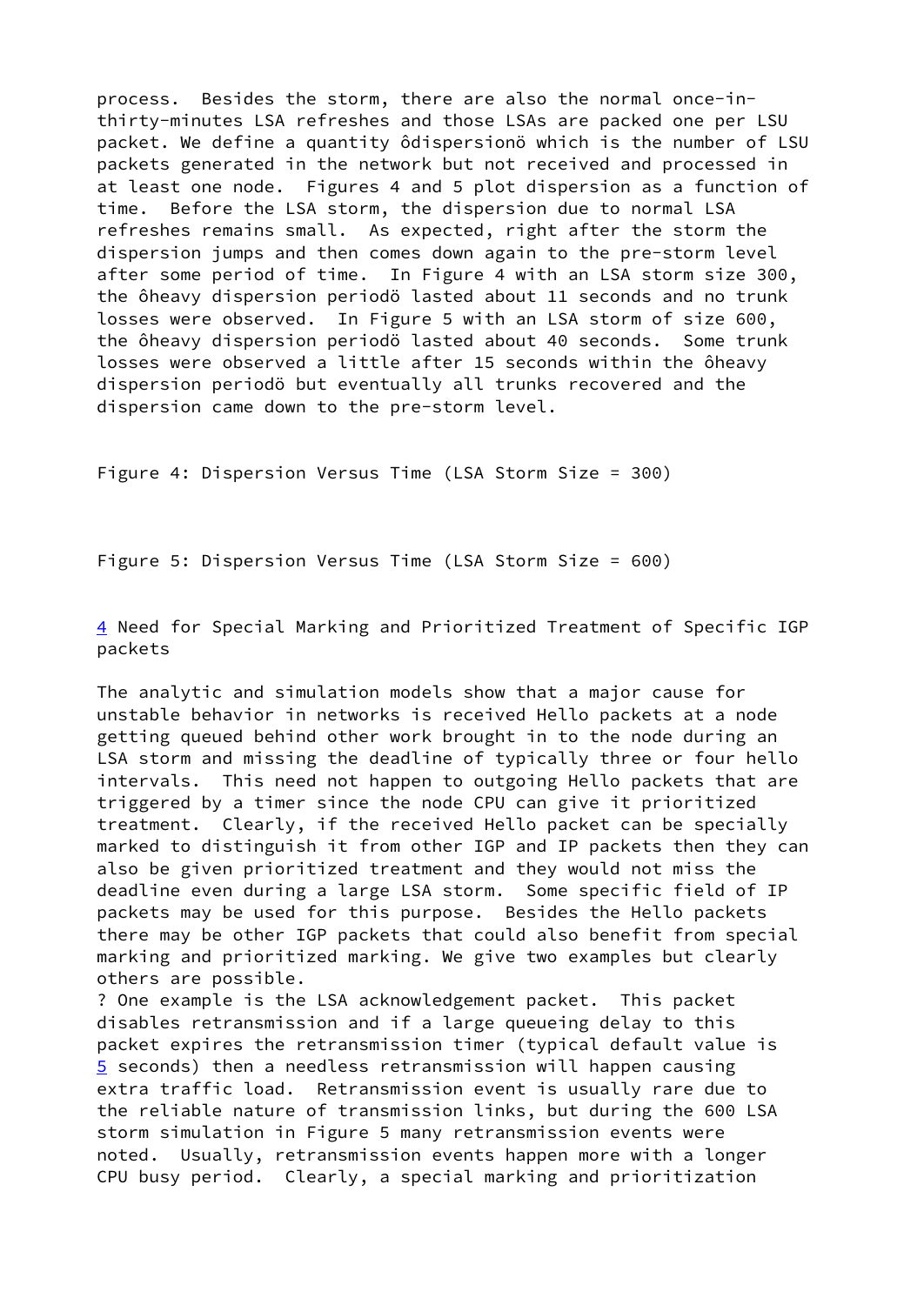process. Besides the storm, there are also the normal once-in-thirty-minutes LSA refreshes and those LSAs are packed one per LSU packet. We define a quantity ôdispersionö which is the number of LSU packets generated in the network but not received and processed in at least one node. Figures 4 and 5 plot dispersion as a function of time. Before the LSA storm, the dispersion due to normal LSA refreshes remains small. As expected, right after the storm the dispersion jumps and then comes down again to the pre-storm level after some period of time. In Figure 4 with an LSA storm size 300, the ôheavy dispersion periodö lasted about 11 seconds and no trunk losses were observed. In Figure 5 with an LSA storm of size 600, the ôheavy dispersion periodö lasted about 40 seconds. Some trunk losses were observed a little after 15 seconds within the ôheavy dispersion periodö but eventually all trunks recovered and the dispersion came down to the pre-storm level.

Figure 4: Dispersion Versus Time (LSA Storm Size = 300)

Figure 5: Dispersion Versus Time (LSA Storm Size = 600)

## 4 Need for Special Marking and Prioritized Treatment of Specific IGP packets

The analytic and simulation models show that a major cause for unstable behavior in networks is received Hello packets at a node getting queued behind other work brought in to the node during an LSA storm and missing the deadline of typically three or four hello intervals. This need not happen to outgoing Hello packets that are triggered by a timer since the node CPU can give it prioritized treatment. Clearly, if the received Hello packet can be specially marked to distinguish it from other IGP and IP packets then they can also be given prioritized treatment and they would not miss the deadline even during a large LSA storm. Some specific field of IP packets may be used for this purpose. Besides the Hello packets there may be other IGP packets that could also benefit from special marking and prioritized marking. We give two examples but clearly others are possible.

? One example is the LSA acknowledgement packet. This packet disables retransmission and if a large queueing delay to this packet expires the retransmission timer (typical default value is 5 seconds) then a needless retransmission will happen causing extra traffic load. Retransmission event is usually rare due to the reliable nature of transmission links, but during the 600 LSA storm simulation in Figure 5 many retransmission events were noted. Usually, retransmission events happen more with a longer CPU busy period. Clearly, a special marking and prioritization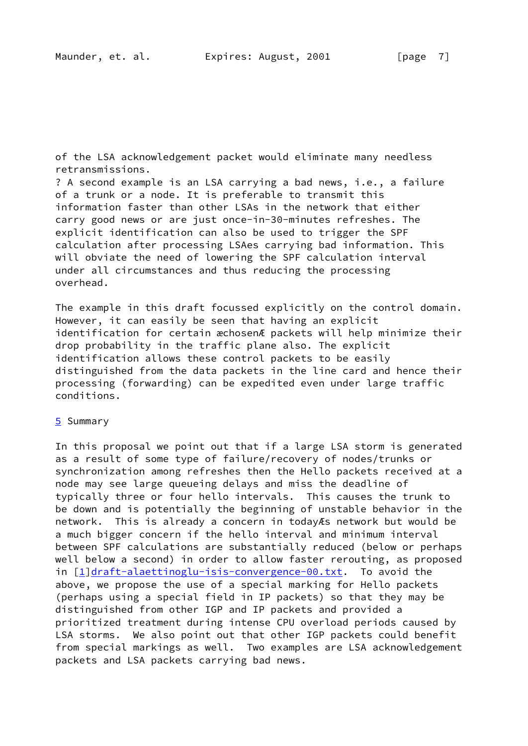of the LSA acknowledgement packet would eliminate many needless retransmissions.

? A second example is an LSA carrying a bad news, i.e., a failure of a trunk or a node. It is preferable to transmit this information faster than other LSAs in the network that either carry good news or are just once-in-30-minutes refreshes. The explicit identification can also be used to trigger the SPF calculation after processing LSAes carrying bad information. This will obviate the need of lowering the SPF calculation interval under all circumstances and thus reducing the processing overhead.

The example in this draft focussed explicitly on the control domain. However, it can easily be seen that having an explicit identification for certain æchosenÆ packets will help minimize their drop probability in the traffic plane also. The explicit identification allows these control packets to be easily distinguished from the data packets in the line card and hence their processing (forwarding) can be expedited even under large traffic conditions.

## 5 Summary

In this proposal we point out that if a large LSA storm is generated as a result of some type of failure/recovery of nodes/trunks or synchronization among refreshes then the Hello packets received at a node may see large queueing delays and miss the deadline of typically three or four hello intervals. This causes the trunk to be down and is potentially the beginning of unstable behavior in the network. This is already a concern in todayÆs network but would be a much bigger concern if the hello interval and minimum interval between SPF calculations are substantially reduced (below or perhaps well below a second) in order to allow faster rerouting, as proposed in [1]draft-alaettinoglu-isis-convergence-00.txt. To avoid the above, we propose the use of a special marking for Hello packets (perhaps using a special field in IP packets) so that they may be distinguished from other IGP and IP packets and provided a prioritized treatment during intense CPU overload periods caused by LSA storms. We also point out that other IGP packets could benefit from special markings as well. Two examples are LSA acknowledgement packets and LSA packets carrying bad news.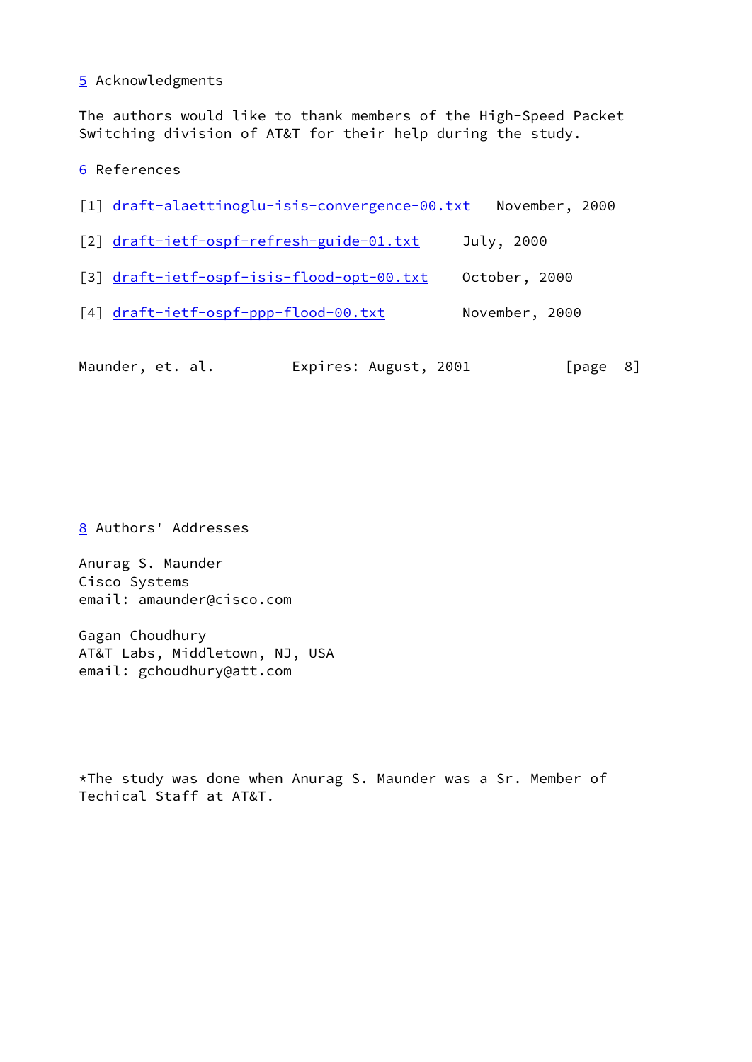## 5 Acknowledgments

The authors would like to thank members of the High-Speed Packet Switching division of AT&T for their help during the study.

## 6 References

[1] draft-alaettinoglu-isis-convergence-00.txt November, 2000

[2] draft-ietf-ospf-refresh-guide-01.txt July, 2000

[3] draft-ietf-ospf-isis-flood-opt-00.txt October, 2000

[4] draft-ietf-ospf-ppp-flood-00.txt November, 2000

## 8 Authors' Addresses

Anurag S. Maunder
Cisco Systems
email: amaunder@cisco.com

Gagan Choudhury
AT&T Labs, Middletown, NJ, USA
email: gchoudhury@att.com

*The study was done when Anurag S. Maunder was a Sr. Member of Techical Staff at AT&T.